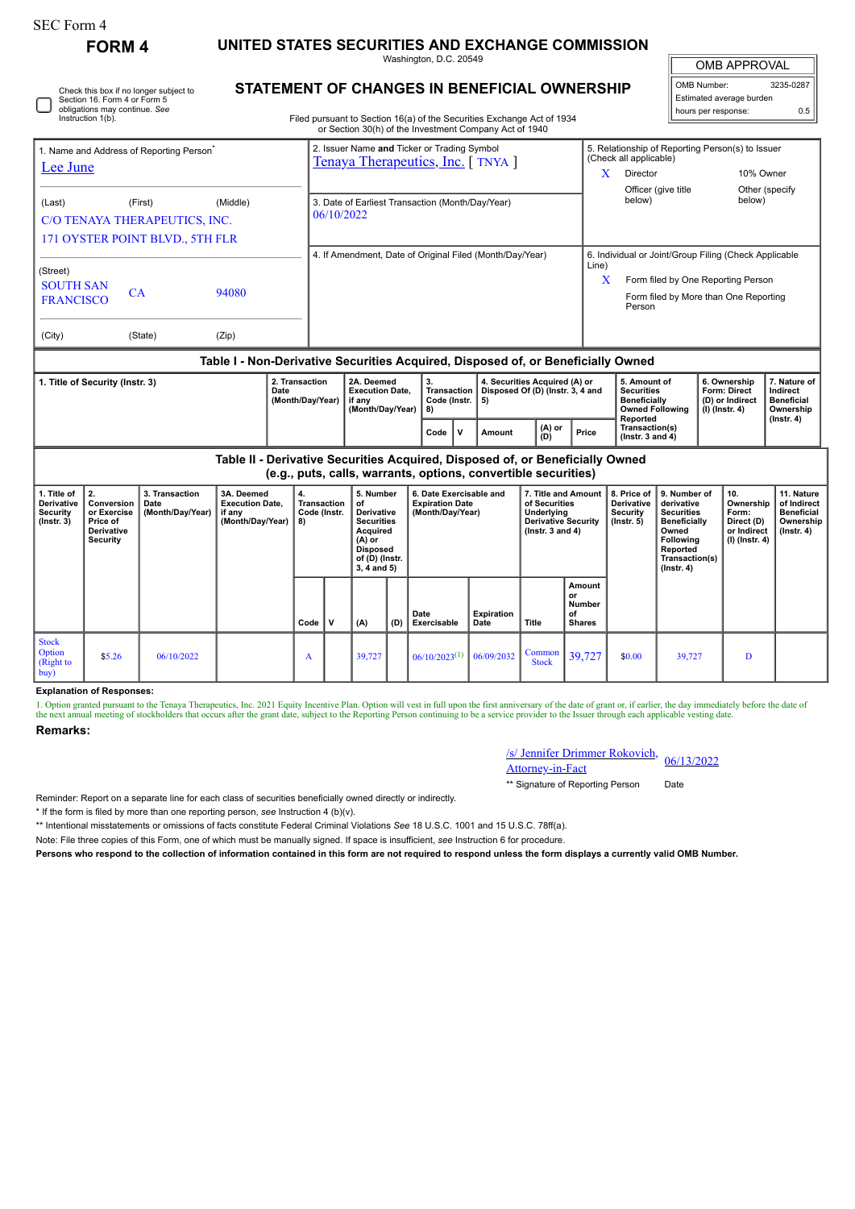SEC Form 4

**FORM 4**

# UNITED STATES SECURITIES AND EXCHANGE COMMISSION

Washington, D.C. 20549

## STATEMENT OF CHANGES IN BENEFICIAL OWNERSHIP

Check this box if no longer subject to Section 16. Form 4 or Form 5 obligations may continue. *See* Instruction 1(b).

Filed pursuant to Section 16(a) of the Securities Exchange Act of 1934 or Section 30(h) of the Investment Company Act of 1940

| OMB APPROVAL | |
|---|---|
| OMB Number: | 3235-0287 |
| Estimated average burden | |
| hours per response: | 0.5 |

1. Name and Address of Reporting Person*
Lee June

(Last) (First) (Middle)
C/O TENAYA THERAPEUTICS, INC.
171 OYSTER POINT BLVD., 5TH FLR

(Street)
SOUTH SAN FRANCISCO CA 94080

(City) (State) (Zip)

2. Issuer Name **and** Ticker or Trading Symbol
Tenaya Therapeutics, Inc. [ TNYA ]

3. Date of Earliest Transaction (Month/Day/Year)
06/10/2022

4. If Amendment, Date of Original Filed (Month/Day/Year)

5. Relationship of Reporting Person(s) to Issuer (Check all applicable)
X Director
10% Owner
Officer (give title below)
Other (specify below)

6. Individual or Joint/Group Filing (Check Applicable Line)
X Form filed by One Reporting Person
Form filed by More than One Reporting Person

### Table I - Non-Derivative Securities Acquired, Disposed of, or Beneficially Owned

| 1. Title of Security (Instr. 3) | 2. Transaction Date (Month/Day/Year) | 2A. Deemed Execution Date, if any (Month/Day/Year) | 3. Transaction Code (Instr. 8) | | 4. Securities Acquired (A) or Disposed Of (D) (Instr. 3, 4 and 5) | | | 5. Amount of Securities Beneficially Owned Following Reported Transaction(s) (Instr. 3 and 4) | 6. Ownership Form: Direct (D) or Indirect (I) (Instr. 4) | 7. Nature of Indirect Beneficial Ownership (Instr. 4) |
|---|---|---|---|---|---|---|---|---|---|---|
| | | | Code | V | Amount | (A) or (D) | Price | | | |

### Table II - Derivative Securities Acquired, Disposed of, or Beneficially Owned (e.g., puts, calls, warrants, options, convertible securities)

| 1. Title of Derivative Security (Instr. 3) | 2. Conversion or Exercise Price of Derivative Security | 3. Transaction Date (Month/Day/Year) | 3A. Deemed Execution Date, if any (Month/Day/Year) | 4. Transaction Code (Instr. 8) | | 5. Number of Derivative Securities Acquired (A) or Disposed of (D) (Instr. 3, 4 and 5) | | 6. Date Exercisable and Expiration Date (Month/Day/Year) | | 7. Title and Amount of Securities Underlying Derivative Security (Instr. 3 and 4) | | 8. Price of Derivative Security (Instr. 5) | 9. Number of derivative Securities Beneficially Owned Following Reported Transaction(s) (Instr. 4) | 10. Ownership Form: Direct (D) or Indirect (I) (Instr. 4) | 11. Nature of Indirect Beneficial Ownership (Instr. 4) |
|---|---|---|---|---|---|---|---|---|---|---|---|---|---|---|---|
| | | | | Code | V | (A) | (D) | Date Exercisable | Expiration Date | Title | Amount or Number of Shares | | | | |
| Stock Option (Right to buy) | $5.26 | 06/10/2022 | | A | | 39,727 | | 06/10/2023[(1)] | 06/09/2032 | Common Stock | 39,727 | $0.00 | 39,727 | D | |

**Explanation of Responses:**

1. Option granted pursuant to the Tenaya Therapeutics, Inc. 2021 Equity Incentive Plan. Option will vest in full upon the first anniversary of the date of grant or, if earlier, the day immediately before the date of the next annual meeting of stockholders that occurs after the grant date, subject to the Reporting Person continuing to be a service provider to the Issuer through each applicable vesting date.

**Remarks:**

/s/ Jennifer Drimmer Rokovich, Attorney-in-Fact — 06/13/2022

** Signature of Reporting Person — Date

Reminder: Report on a separate line for each class of securities beneficially owned directly or indirectly.

\* If the form is filed by more than one reporting person, *see* Instruction 4 (b)(v).

** Intentional misstatements or omissions of facts constitute Federal Criminal Violations *See* 18 U.S.C. 1001 and 15 U.S.C. 78ff(a).

Note: File three copies of this Form, one of which must be manually signed. If space is insufficient, *see* Instruction 6 for procedure.

**Persons who respond to the collection of information contained in this form are not required to respond unless the form displays a currently valid OMB Number.**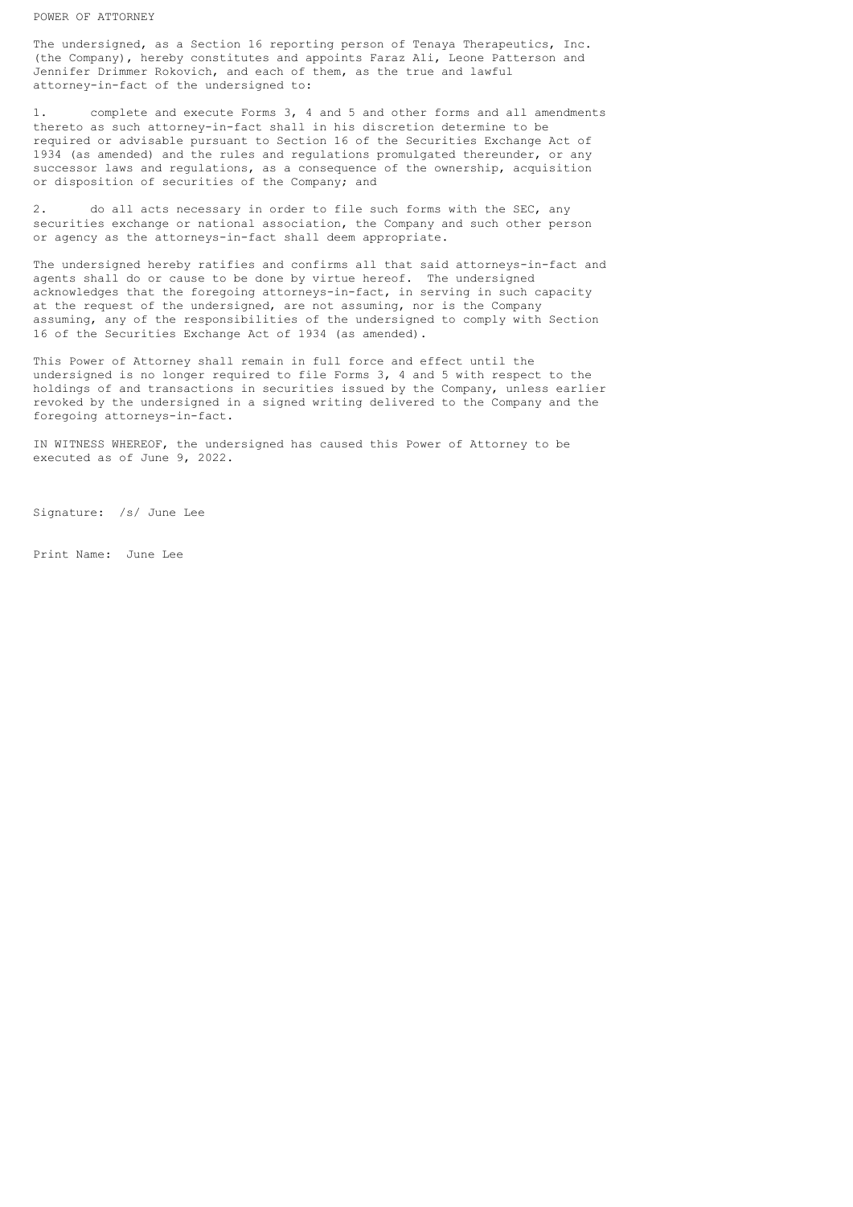# POWER OF ATTORNEY

The undersigned, as a Section 16 reporting person of Tenaya Therapeutics, Inc. (the Company), hereby constitutes and appoints Faraz Ali, Leone Patterson and Jennifer Drimmer Rokovich, and each of them, as the true and lawful attorney-in-fact of the undersigned to:

1. complete and execute Forms 3, 4 and 5 and other forms and all amendments thereto as such attorney-in-fact shall in his discretion determine to be required or advisable pursuant to Section 16 of the Securities Exchange Act of 1934 (as amended) and the rules and regulations promulgated thereunder, or any successor laws and regulations, as a consequence of the ownership, acquisition or disposition of securities of the Company; and

2. do all acts necessary in order to file such forms with the SEC, any securities exchange or national association, the Company and such other person or agency as the attorneys-in-fact shall deem appropriate.

The undersigned hereby ratifies and confirms all that said attorneys-in-fact and agents shall do or cause to be done by virtue hereof. The undersigned acknowledges that the foregoing attorneys-in-fact, in serving in such capacity at the request of the undersigned, are not assuming, nor is the Company assuming, any of the responsibilities of the undersigned to comply with Section 16 of the Securities Exchange Act of 1934 (as amended).

This Power of Attorney shall remain in full force and effect until the undersigned is no longer required to file Forms 3, 4 and 5 with respect to the holdings of and transactions in securities issued by the Company, unless earlier revoked by the undersigned in a signed writing delivered to the Company and the foregoing attorneys-in-fact.

IN WITNESS WHEREOF, the undersigned has caused this Power of Attorney to be executed as of June 9, 2022.

Signature: /s/ June Lee

Print Name: June Lee